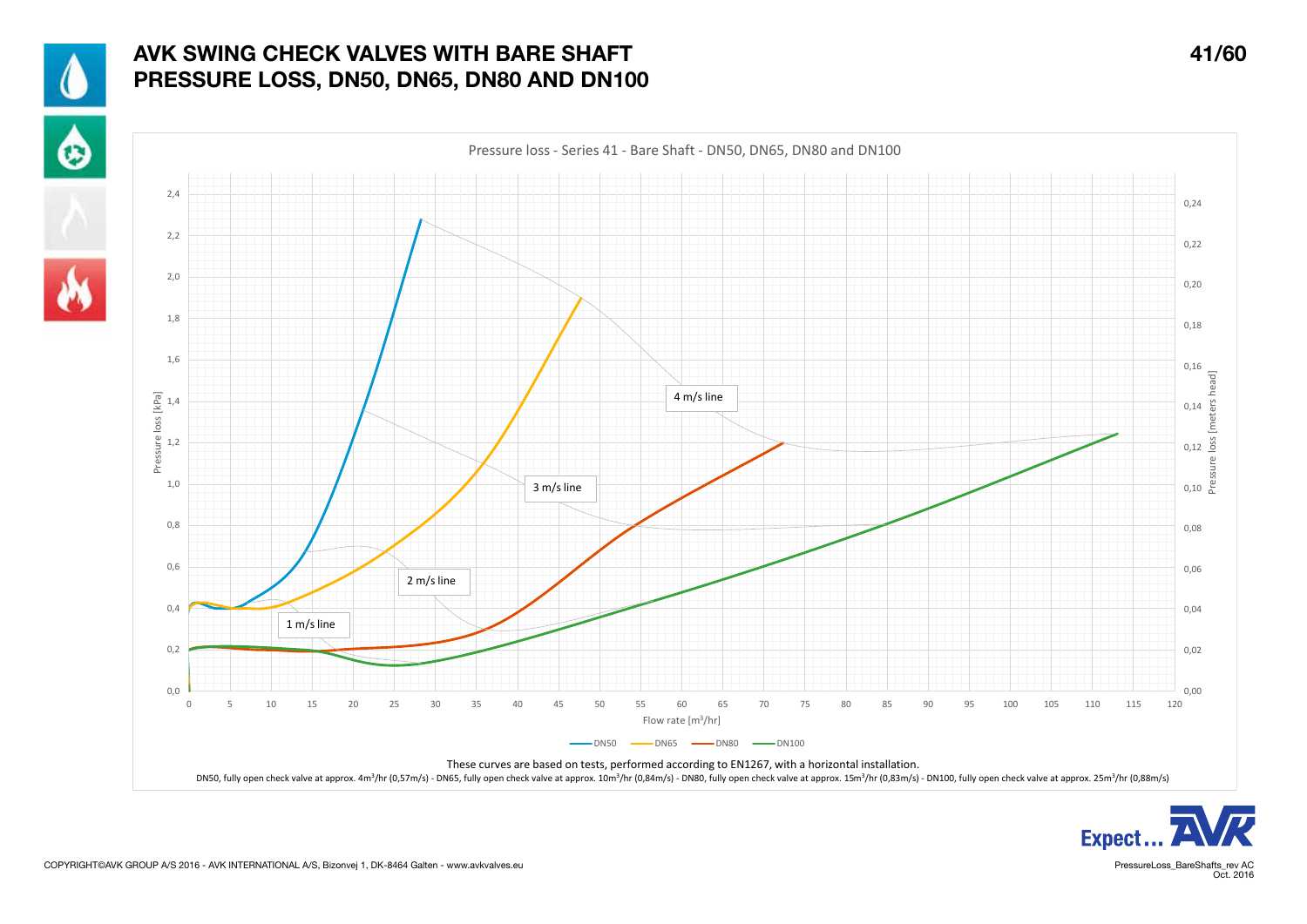# AVK SWING CHECK VALVES WITH BARE SHAFT
# PRESSURE LOSS, DN50, DN65, DN80 AND DN100

Pressure loss - Series 41 - Bare Shaft - DN50, DN65, DN80 and DN100

Pressure loss [kPa]: 0,0 – 2,4

Pressure loss [meters head]: 0,00 – 0,24

Flow rate [m³/hr]: 0 – 120

4 m/s line

3 m/s line

2 m/s line

1 m/s line

DN50 · DN65 · DN80 · DN100

These curves are based on tests, performed according to EN1267, with a horizontal installation.

DN50, fully open check valve at approx. 4m³/hr (0,57m/s) - DN65, fully open check valve at approx. 10m³/hr (0,84m/s) - DN80, fully open check valve at approx. 15m³/hr (0,83m/s) - DN100, fully open check valve at approx. 25m³/hr (0,88m/s)

COPYRIGHT©AVK GROUP A/S 2016 - AVK INTERNATIONAL A/S, Bizonvej 1, DK-8464 Galten - www.avkvalves.eu

PressureLoss_BareShafts_rev AC
Oct. 2016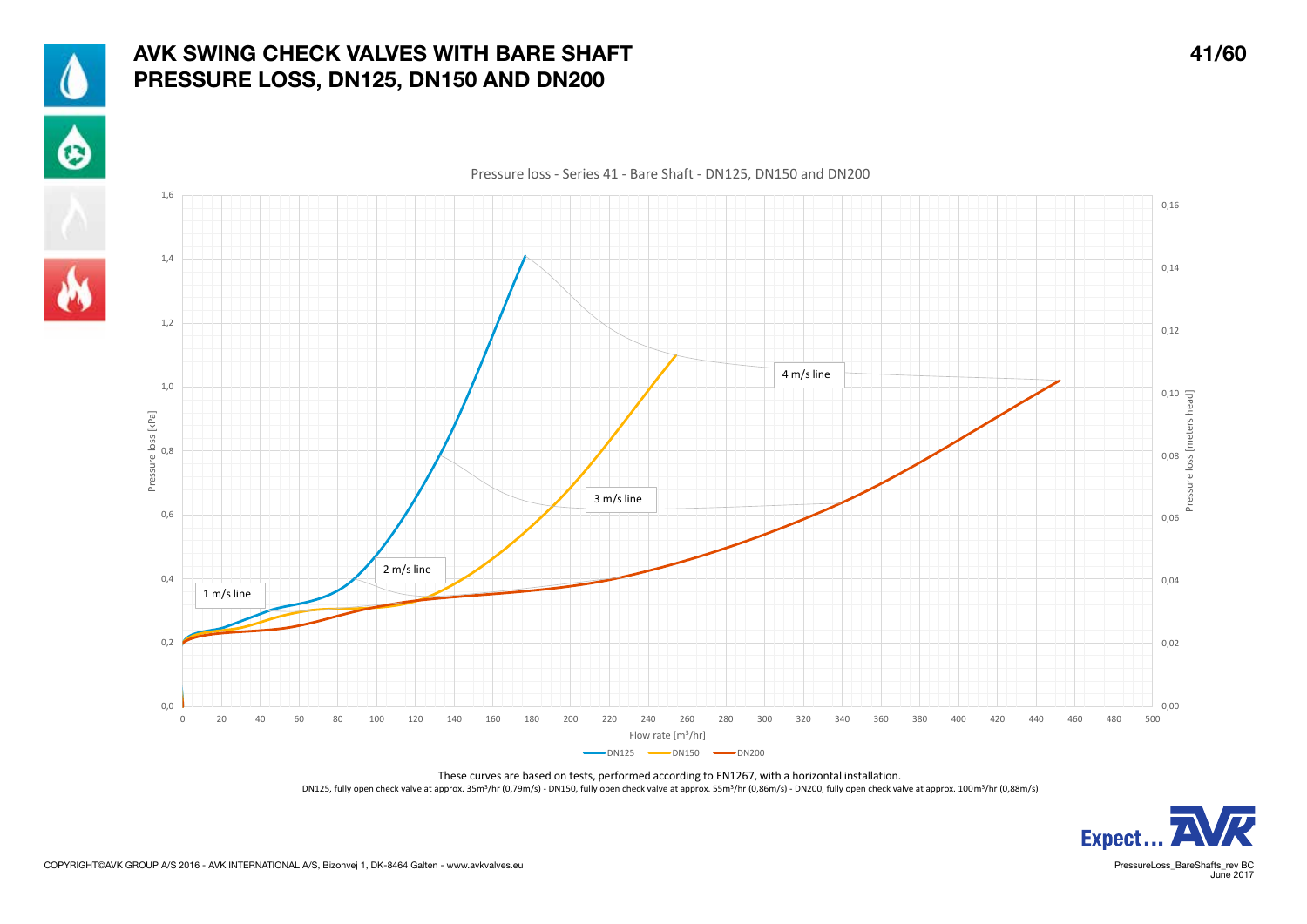# AVK SWING CHECK VALVES WITH BARE SHAFT
# PRESSURE LOSS, DN125, DN150 AND DN200

Pressure loss - Series 41 - Bare Shaft - DN125, DN150 and DN200

These curves are based on tests, performed according to EN1267, with a horizontal installation.

DN125, fully open check valve at approx. 35m³/hr (0,79m/s) - DN150, fully open check valve at approx. 55m³/hr (0,86m/s) - DN200, fully open check valve at approx. 100m³/hr (0,88m/s)

COPYRIGHT©AVK GROUP A/S 2016 - AVK INTERNATIONAL A/S, Bizonvej 1, DK-8464 Galten - www.avkvalves.eu

PressureLoss_BareShafts_rev BC
June 2017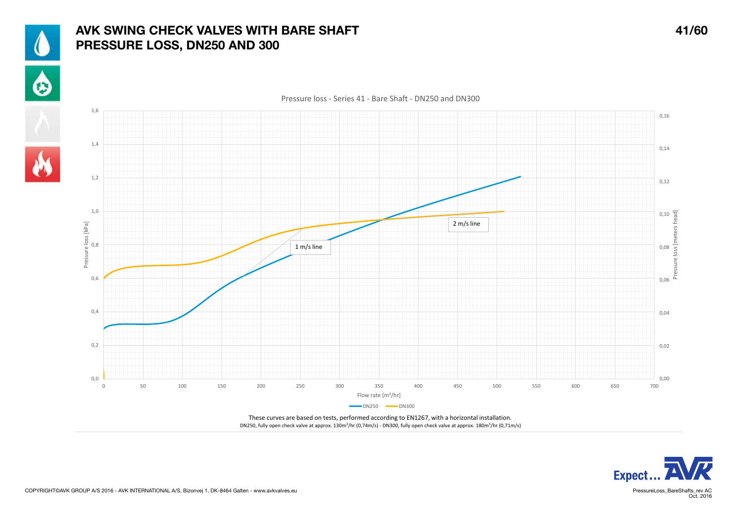# AVK SWING CHECK VALVES WITH BARE SHAFT
# PRESSURE LOSS, DN250 AND 300

Pressure loss - Series 41 - Bare Shaft - DN250 and DN300

Pressure loss [kPa]

1,6
1,4
1,2
1,0
0,8
0,6
0,4
0,2
0,0

Pressure loss [meters head]

0,16
0,14
0,12
0,10
0,08
0,06
0,04
0,02
0,00

Flow rate [m³/hr]

0 50 100 150 200 250 300 350 400 450 500 550 600 650 700

1 m/s line

2 m/s line

DN250 DN300

These curves are based on tests, performed according to EN1267, with a horizontal installation.

DN250, fully open check valve at approx. 130m³/hr (0,74m/s) - DN300, fully open check valve at approx. 180m³/hr (0,71m/s)

COPYRIGHT©AVK GROUP A/S 2016 - AVK INTERNATIONAL A/S, Bizonvej 1, DK-8464 Galten - www.avkvalves.eu

PressureLoss_BareShafts_rev AC
Oct. 2016